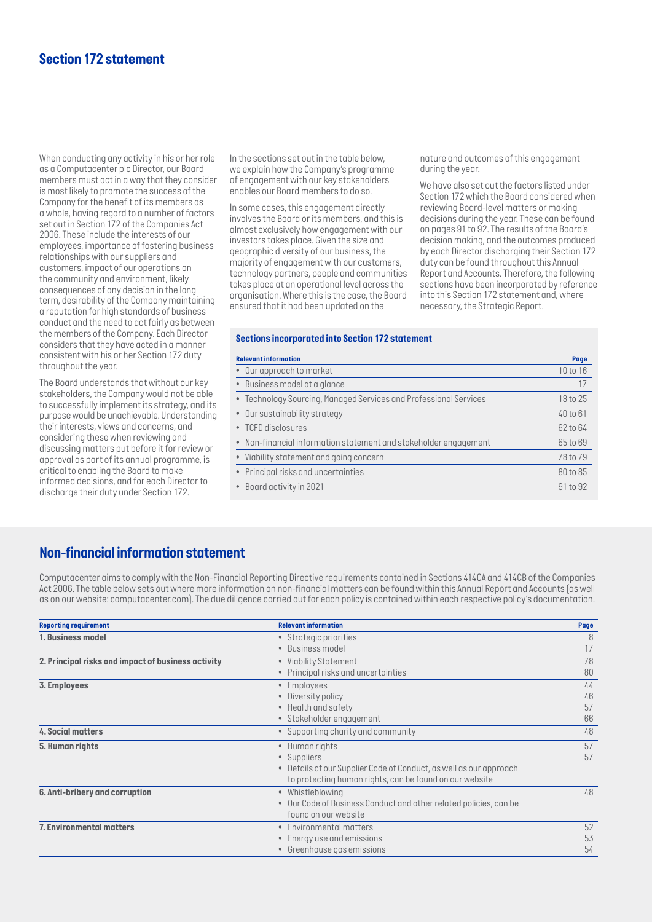## Section 172 statement

When conducting any activity in his or her role as a Computacenter plc Director, our Board members must act in a way that they consider is most likely to promote the success of the Company for the benefit of its members as a whole, having regard to a number of factors set out in Section 172 of the Companies Act 2006. These include the interests of our employees, importance of fostering business relationships with our suppliers and customers, impact of our operations on the community and environment, likely consequences of any decision in the long term, desirability of the Company maintaining a reputation for high standards of business conduct and the need to act fairly as between the members of the Company. Each Director considers that they have acted in a manner consistent with his or her Section 172 duty throughout the year.

The Board understands that without our key stakeholders, the Company would not be able to successfully implement its strategy, and its purpose would be unachievable. Understanding their interests, views and concerns, and considering these when reviewing and discussing matters put before it for review or approval as part of its annual programme, is critical to enabling the Board to make informed decisions, and for each Director to discharge their duty under Section 172.

In the sections set out in the table below, we explain how the Company's programme of engagement with our key stakeholders enables our Board members to do so.

In some cases, this engagement directly involves the Board or its members, and this is almost exclusively how engagement with our investors takes place. Given the size and geographic diversity of our business, the majority of engagement with our customers, technology partners, people and communities takes place at an operational level across the organisation. Where this is the case, the Board ensured that it had been updated on the nature and outcomes of this engagement during the year.

We have also set out the factors listed under Section 172 which the Board considered when reviewing Board-level matters or making decisions during the year. These can be found on pages 91 to 92. The results of the Board's decision making, and the outcomes produced by each Director discharging their Section 172 duty can be found throughout this Annual Report and Accounts. Therefore, the following sections have been incorporated by reference into this Section 172 statement and, where necessary, the Strategic Report.

**Sections incorporated into Section 172 statement**

| Relevant information | Page |
|---|---|
| • Our approach to market | 10 to 16 |
| • Business model at a glance | 17 |
| • Technology Sourcing, Managed Services and Professional Services | 18 to 25 |
| • Our sustainability strategy | 40 to 61 |
| • TCFD disclosures | 62 to 64 |
| • Non-financial information statement and stakeholder engagement | 65 to 69 |
| • Viability statement and going concern | 78 to 79 |
| • Principal risks and uncertainties | 80 to 85 |
| • Board activity in 2021 | 91 to 92 |

## Non-financial information statement

Computacenter aims to comply with the Non-Financial Reporting Directive requirements contained in Sections 414CA and 414CB of the Companies Act 2006. The table below sets out where more information on non-financial matters can be found within this Annual Report and Accounts (as well as on our website: computacenter.com). The due diligence carried out for each policy is contained within each respective policy's documentation.

| Reporting requirement | Relevant information | Page |
|---|---|---|
| **1. Business model** | • Strategic priorities<br>• Business model | 8<br>17 |
| **2. Principal risks and impact of business activity** | • Viability Statement<br>• Principal risks and uncertainties | 78<br>80 |
| **3. Employees** | • Employees<br>• Diversity policy<br>• Health and safety<br>• Stakeholder engagement | 44<br>46<br>57<br>66 |
| **4. Social matters** | • Supporting charity and community | 48 |
| **5. Human rights** | • Human rights<br>• Suppliers<br>• Details of our Supplier Code of Conduct, as well as our approach to protecting human rights, can be found on our website | 57<br>57 |
| **6. Anti-bribery and corruption** | • Whistleblowing<br>• Our Code of Business Conduct and other related policies, can be found on our website | 48 |
| **7. Environmental matters** | • Environmental matters<br>• Energy use and emissions<br>• Greenhouse gas emissions | 52<br>53<br>54 |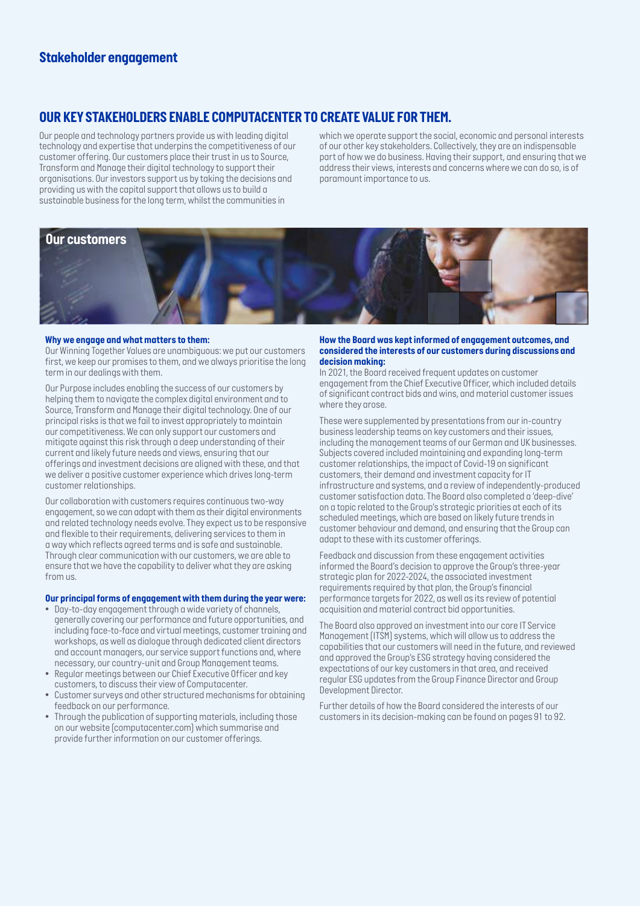## Stakeholder engagement

## OUR KEY STAKEHOLDERS ENABLE COMPUTACENTER TO CREATE VALUE FOR THEM.

Our people and technology partners provide us with leading digital technology and expertise that underpins the competitiveness of our customer offering. Our customers place their trust in us to Source, Transform and Manage their digital technology to support their organisations. Our investors support us by taking the decisions and providing us with the capital support that allows us to build a sustainable business for the long term, whilst the communities in which we operate support the social, economic and personal interests of our other key stakeholders. Collectively, they are an indispensable part of how we do business. Having their support, and ensuring that we address their views, interests and concerns where we can do so, is of paramount importance to us.

### Our customers

**Why we engage and what matters to them:**

Our Winning Together Values are unambiguous: we put our customers first, we keep our promises to them, and we always prioritise the long term in our dealings with them.

Our Purpose includes enabling the success of our customers by helping them to navigate the complex digital environment and to Source, Transform and Manage their digital technology. One of our principal risks is that we fail to invest appropriately to maintain our competitiveness. We can only support our customers and mitigate against this risk through a deep understanding of their current and likely future needs and views, ensuring that our offerings and investment decisions are aligned with these, and that we deliver a positive customer experience which drives long-term customer relationships.

Our collaboration with customers requires continuous two-way engagement, so we can adapt with them as their digital environments and related technology needs evolve. They expect us to be responsive and flexible to their requirements, delivering services to them in a way which reflects agreed terms and is safe and sustainable. Through clear communication with our customers, we are able to ensure that we have the capability to deliver what they are asking from us.

**Our principal forms of engagement with them during the year were:**

- Day-to-day engagement through a wide variety of channels, generally covering our performance and future opportunities, and including face-to-face and virtual meetings, customer training and workshops, as well as dialogue through dedicated client directors and account managers, our service support functions and, where necessary, our country-unit and Group Management teams.
- Regular meetings between our Chief Executive Officer and key customers, to discuss their view of Computacenter.
- Customer surveys and other structured mechanisms for obtaining feedback on our performance.
- Through the publication of supporting materials, including those on our website (computacenter.com) which summarise and provide further information on our customer offerings.

**How the Board was kept informed of engagement outcomes, and considered the interests of our customers during discussions and decision making:**

In 2021, the Board received frequent updates on customer engagement from the Chief Executive Officer, which included details of significant contract bids and wins, and material customer issues where they arose.

These were supplemented by presentations from our in-country business leadership teams on key customers and their issues, including the management teams of our German and UK businesses. Subjects covered included maintaining and expanding long-term customer relationships, the impact of Covid-19 on significant customers, their demand and investment capacity for IT infrastructure and systems, and a review of independently-produced customer satisfaction data. The Board also completed a 'deep-dive' on a topic related to the Group's strategic priorities at each of its scheduled meetings, which are based on likely future trends in customer behaviour and demand, and ensuring that the Group can adapt to these with its customer offerings.

Feedback and discussion from these engagement activities informed the Board's decision to approve the Group's three-year strategic plan for 2022-2024, the associated investment requirements required by that plan, the Group's financial performance targets for 2022, as well as its review of potential acquisition and material contract bid opportunities.

The Board also approved an investment into our core IT Service Management (ITSM) systems, which will allow us to address the capabilities that our customers will need in the future, and reviewed and approved the Group's ESG strategy having considered the expectations of our key customers in that area, and received regular ESG updates from the Group Finance Director and Group Development Director.

Further details of how the Board considered the interests of our customers in its decision-making can be found on pages 91 to 92.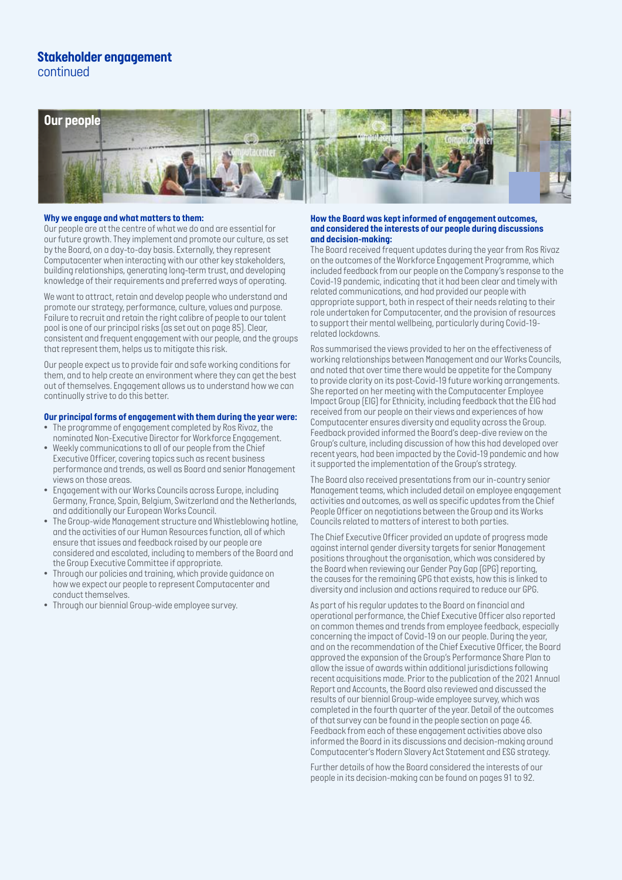# Stakeholder engagement
continued

## Our people

**Why we engage and what matters to them:**
Our people are at the centre of what we do and are essential for our future growth. They implement and promote our culture, as set by the Board, on a day-to-day basis. Externally, they represent Computacenter when interacting with our other key stakeholders, building relationships, generating long-term trust, and developing knowledge of their requirements and preferred ways of operating.

We want to attract, retain and develop people who understand and promote our strategy, performance, culture, values and purpose. Failure to recruit and retain the right calibre of people to our talent pool is one of our principal risks (as set out on page 85). Clear, consistent and frequent engagement with our people, and the groups that represent them, helps us to mitigate this risk.

Our people expect us to provide fair and safe working conditions for them, and to help create an environment where they can get the best out of themselves. Engagement allows us to understand how we can continually strive to do this better.

**Our principal forms of engagement with them during the year were:**

- The programme of engagement completed by Ros Rivaz, the nominated Non-Executive Director for Workforce Engagement.
- Weekly communications to all of our people from the Chief Executive Officer, covering topics such as recent business performance and trends, as well as Board and senior Management views on those areas.
- Engagement with our Works Councils across Europe, including Germany, France, Spain, Belgium, Switzerland and the Netherlands, and additionally our European Works Council.
- The Group-wide Management structure and Whistleblowing hotline, and the activities of our Human Resources function, all of which ensure that issues and feedback raised by our people are considered and escalated, including to members of the Board and the Group Executive Committee if appropriate.
- Through our policies and training, which provide guidance on how we expect our people to represent Computacenter and conduct themselves.
- Through our biennial Group-wide employee survey.

**How the Board was kept informed of engagement outcomes, and considered the interests of our people during discussions and decision-making:**
The Board received frequent updates during the year from Ros Rivaz on the outcomes of the Workforce Engagement Programme, which included feedback from our people on the Company's response to the Covid-19 pandemic, indicating that it had been clear and timely with related communications, and had provided our people with appropriate support, both in respect of their needs relating to their role undertaken for Computacenter, and the provision of resources to support their mental wellbeing, particularly during Covid-19-related lockdowns.

Ros summarised the views provided to her on the effectiveness of working relationships between Management and our Works Councils, and noted that over time there would be appetite for the Company to provide clarity on its post-Covid-19 future working arrangements. She reported on her meeting with the Computacenter Employee Impact Group (EIG) for Ethnicity, including feedback that the EIG had received from our people on their views and experiences of how Computacenter ensures diversity and equality across the Group. Feedback provided informed the Board's deep-dive review on the Group's culture, including discussion of how this had developed over recent years, had been impacted by the Covid-19 pandemic and how it supported the implementation of the Group's strategy.

The Board also received presentations from our in-country senior Management teams, which included detail on employee engagement activities and outcomes, as well as specific updates from the Chief People Officer on negotiations between the Group and its Works Councils related to matters of interest to both parties.

The Chief Executive Officer provided an update of progress made against internal gender diversity targets for senior Management positions throughout the organisation, which was considered by the Board when reviewing our Gender Pay Gap (GPG) reporting, the causes for the remaining GPG that exists, how this is linked to diversity and inclusion and actions required to reduce our GPG.

As part of his regular updates to the Board on financial and operational performance, the Chief Executive Officer also reported on common themes and trends from employee feedback, especially concerning the impact of Covid-19 on our people. During the year, and on the recommendation of the Chief Executive Officer, the Board approved the expansion of the Group's Performance Share Plan to allow the issue of awards within additional jurisdictions following recent acquisitions made. Prior to the publication of the 2021 Annual Report and Accounts, the Board also reviewed and discussed the results of our biennial Group-wide employee survey, which was completed in the fourth quarter of the year. Detail of the outcomes of that survey can be found in the people section on page 46. Feedback from each of these engagement activities above also informed the Board in its discussions and decision-making around Computacenter's Modern Slavery Act Statement and ESG strategy.

Further details of how the Board considered the interests of our people in its decision-making can be found on pages 91 to 92.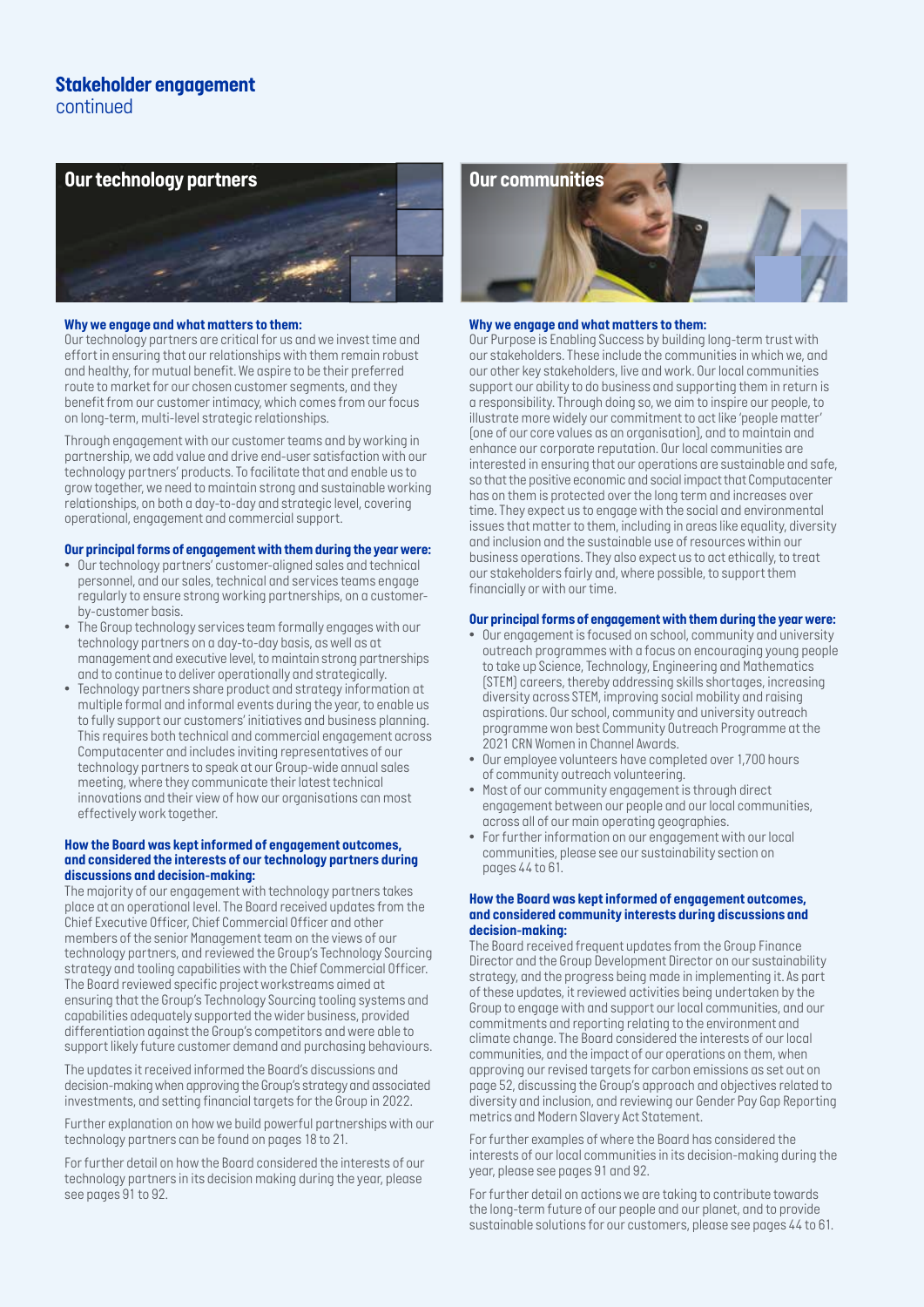## Stakeholder engagement
continued

### Our technology partners

**Why we engage and what matters to them:**
Our technology partners are critical for us and we invest time and effort in ensuring that our relationships with them remain robust and healthy, for mutual benefit. We aspire to be their preferred route to market for our chosen customer segments, and they benefit from our customer intimacy, which comes from our focus on long-term, multi-level strategic relationships.

Through engagement with our customer teams and by working in partnership, we add value and drive end-user satisfaction with our technology partners' products. To facilitate that and enable us to grow together, we need to maintain strong and sustainable working relationships, on both a day-to-day and strategic level, covering operational, engagement and commercial support.

**Our principal forms of engagement with them during the year were:**

- Our technology partners' customer-aligned sales and technical personnel, and our sales, technical and services teams engage regularly to ensure strong working partnerships, on a customer-by-customer basis.
- The Group technology services team formally engages with our technology partners on a day-to-day basis, as well as at management and executive level, to maintain strong partnerships and to continue to deliver operationally and strategically.
- Technology partners share product and strategy information at multiple formal and informal events during the year, to enable us to fully support our customers' initiatives and business planning. This requires both technical and commercial engagement across Computacenter and includes inviting representatives of our technology partners to speak at our Group-wide annual sales meeting, where they communicate their latest technical innovations and their view of how our organisations can most effectively work together.

**How the Board was kept informed of engagement outcomes, and considered the interests of our technology partners during discussions and decision-making:**
The majority of our engagement with technology partners takes place at an operational level. The Board received updates from the Chief Executive Officer, Chief Commercial Officer and other members of the senior Management team on the views of our technology partners, and reviewed the Group's Technology Sourcing strategy and tooling capabilities with the Chief Commercial Officer. The Board reviewed specific project workstreams aimed at ensuring that the Group's Technology Sourcing tooling systems and capabilities adequately supported the wider business, provided differentiation against the Group's competitors and were able to support likely future customer demand and purchasing behaviours.

The updates it received informed the Board's discussions and decision-making when approving the Group's strategy and associated investments, and setting financial targets for the Group in 2022.

Further explanation on how we build powerful partnerships with our technology partners can be found on pages 18 to 21.

For further detail on how the Board considered the interests of our technology partners in its decision making during the year, please see pages 91 to 92.

### Our communities

**Why we engage and what matters to them:**
Our Purpose is Enabling Success by building long-term trust with our stakeholders. These include the communities in which we, and our other key stakeholders, live and work. Our local communities support our ability to do business and supporting them in return is a responsibility. Through doing so, we aim to inspire our people, to illustrate more widely our commitment to act like 'people matter' (one of our core values as an organisation), and to maintain and enhance our corporate reputation. Our local communities are interested in ensuring that our operations are sustainable and safe, so that the positive economic and social impact that Computacenter has on them is protected over the long term and increases over time. They expect us to engage with the social and environmental issues that matter to them, including in areas like equality, diversity and inclusion and the sustainable use of resources within our business operations. They also expect us to act ethically, to treat our stakeholders fairly and, where possible, to support them financially or with our time.

**Our principal forms of engagement with them during the year were:**

- Our engagement is focused on school, community and university outreach programmes with a focus on encouraging young people to take up Science, Technology, Engineering and Mathematics (STEM) careers, thereby addressing skills shortages, increasing diversity across STEM, improving social mobility and raising aspirations. Our school, community and university outreach programme won best Community Outreach Programme at the 2021 CRN Women in Channel Awards.
- Our employee volunteers have completed over 1,700 hours of community outreach volunteering.
- Most of our community engagement is through direct engagement between our people and our local communities, across all of our main operating geographies.
- For further information on our engagement with our local communities, please see our sustainability section on pages 44 to 61.

**How the Board was kept informed of engagement outcomes, and considered community interests during discussions and decision-making:**
The Board received frequent updates from the Group Finance Director and the Group Development Director on our sustainability strategy, and the progress being made in implementing it. As part of these updates, it reviewed activities being undertaken by the Group to engage with and support our local communities, and our commitments and reporting relating to the environment and climate change. The Board considered the interests of our local communities, and the impact of our operations on them, when approving our revised targets for carbon emissions as set out on page 52, discussing the Group's approach and objectives related to diversity and inclusion, and reviewing our Gender Pay Gap Reporting metrics and Modern Slavery Act Statement.

For further examples of where the Board has considered the interests of our local communities in its decision-making during the year, please see pages 91 and 92.

For further detail on actions we are taking to contribute towards the long-term future of our people and our planet, and to provide sustainable solutions for our customers, please see pages 44 to 61.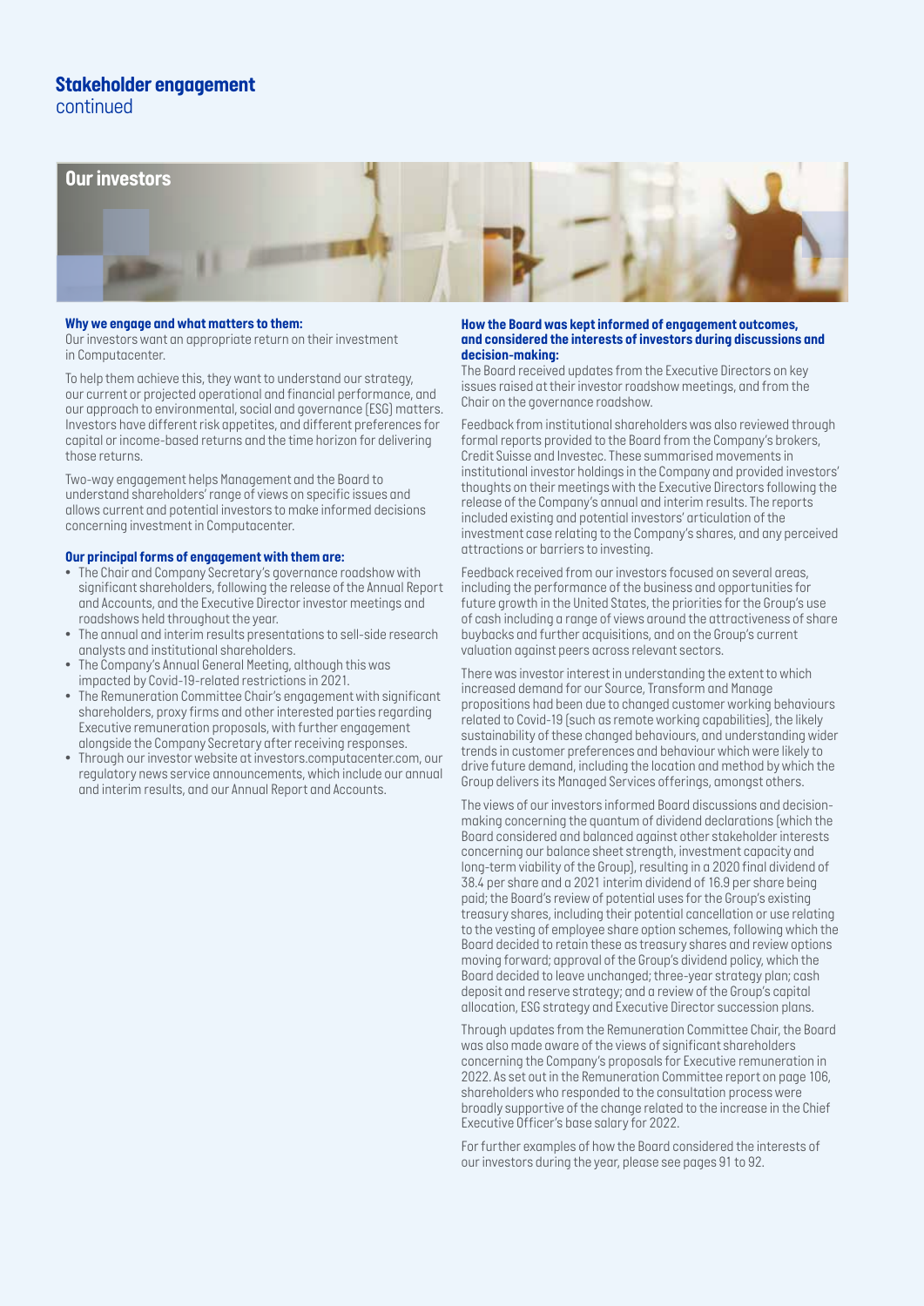## Stakeholder engagement
continued

### Our investors

**Why we engage and what matters to them:**
Our investors want an appropriate return on their investment in Computacenter.

To help them achieve this, they want to understand our strategy, our current or projected operational and financial performance, and our approach to environmental, social and governance (ESG) matters. Investors have different risk appetites, and different preferences for capital or income-based returns and the time horizon for delivering those returns.

Two-way engagement helps Management and the Board to understand shareholders' range of views on specific issues and allows current and potential investors to make informed decisions concerning investment in Computacenter.

**Our principal forms of engagement with them are:**

- The Chair and Company Secretary's governance roadshow with significant shareholders, following the release of the Annual Report and Accounts, and the Executive Director investor meetings and roadshows held throughout the year.
- The annual and interim results presentations to sell-side research analysts and institutional shareholders.
- The Company's Annual General Meeting, although this was impacted by Covid-19-related restrictions in 2021.
- The Remuneration Committee Chair's engagement with significant shareholders, proxy firms and other interested parties regarding Executive remuneration proposals, with further engagement alongside the Company Secretary after receiving responses.
- Through our investor website at investors.computacenter.com, our regulatory news service announcements, which include our annual and interim results, and our Annual Report and Accounts.

**How the Board was kept informed of engagement outcomes, and considered the interests of investors during discussions and decision-making:**
The Board received updates from the Executive Directors on key issues raised at their investor roadshow meetings, and from the Chair on the governance roadshow.

Feedback from institutional shareholders was also reviewed through formal reports provided to the Board from the Company's brokers, Credit Suisse and Investec. These summarised movements in institutional investor holdings in the Company and provided investors' thoughts on their meetings with the Executive Directors following the release of the Company's annual and interim results. The reports included existing and potential investors' articulation of the investment case relating to the Company's shares, and any perceived attractions or barriers to investing.

Feedback received from our investors focused on several areas, including the performance of the business and opportunities for future growth in the United States, the priorities for the Group's use of cash including a range of views around the attractiveness of share buybacks and further acquisitions, and on the Group's current valuation against peers across relevant sectors.

There was investor interest in understanding the extent to which increased demand for our Source, Transform and Manage propositions had been due to changed customer working behaviours related to Covid-19 (such as remote working capabilities), the likely sustainability of these changed behaviours, and understanding wider trends in customer preferences and behaviour which were likely to drive future demand, including the location and method by which the Group delivers its Managed Services offerings, amongst others.

The views of our investors informed Board discussions and decision-making concerning the quantum of dividend declarations (which the Board considered and balanced against other stakeholder interests concerning our balance sheet strength, investment capacity and long-term viability of the Group), resulting in a 2020 final dividend of 38.4 per share and a 2021 interim dividend of 16.9 per share being paid; the Board's review of potential uses for the Group's existing treasury shares, including their potential cancellation or use relating to the vesting of employee share option schemes, following which the Board decided to retain these as treasury shares and review options moving forward; approval of the Group's dividend policy, which the Board decided to leave unchanged; three-year strategy plan; cash deposit and reserve strategy; and a review of the Group's capital allocation, ESG strategy and Executive Director succession plans.

Through updates from the Remuneration Committee Chair, the Board was also made aware of the views of significant shareholders concerning the Company's proposals for Executive remuneration in 2022. As set out in the Remuneration Committee report on page 106, shareholders who responded to the consultation process were broadly supportive of the change related to the increase in the Chief Executive Officer's base salary for 2022.

For further examples of how the Board considered the interests of our investors during the year, please see pages 91 to 92.